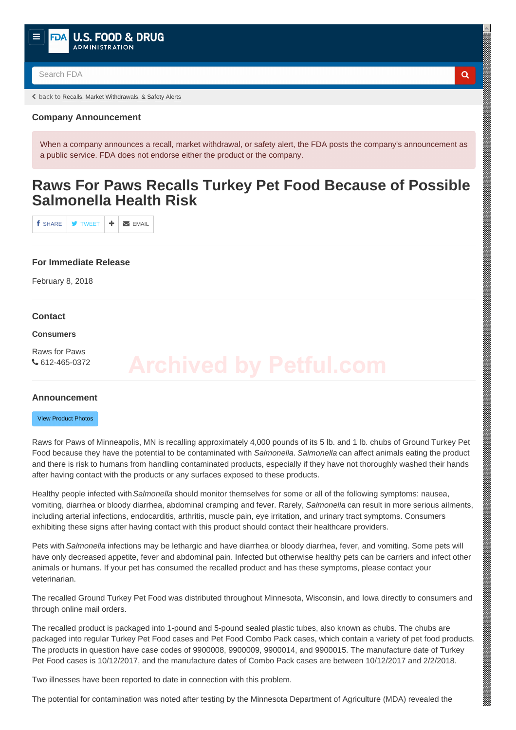back to Recalls, Market Withdrawals, & Safety Alerts

### Company Announcement

When a company announces a recall, market withdrawal, or safety alert, the FDA posts the company's announcement as a public service. FDA does not endorse either the product or the company.

# Raws For Paws Recalls Turkey Pet Food Because of Possible Salmonella Health Risk

### For Immediate Release

February 8, 2018

### Contact

**Consumers**

Raws for Paws
612-465-0372

### Announcement

View Product Photos

Raws for Paws of Minneapolis, MN is recalling approximately 4,000 pounds of its 5 lb. and 1 lb. chubs of Ground Turkey Pet Food because they have the potential to be contaminated with *Salmonella*. *Salmonella* can affect animals eating the product and there is risk to humans from handling contaminated products, especially if they have not thoroughly washed their hands after having contact with the products or any surfaces exposed to these products.

Healthy people infected with *Salmonella* should monitor themselves for some or all of the following symptoms: nausea, vomiting, diarrhea or bloody diarrhea, abdominal cramping and fever. Rarely, *Salmonella* can result in more serious ailments, including arterial infections, endocarditis, arthritis, muscle pain, eye irritation, and urinary tract symptoms. Consumers exhibiting these signs after having contact with this product should contact their healthcare providers.

Pets with *Salmonella* infections may be lethargic and have diarrhea or bloody diarrhea, fever, and vomiting. Some pets will have only decreased appetite, fever and abdominal pain. Infected but otherwise healthy pets can be carriers and infect other animals or humans. If your pet has consumed the recalled product and has these symptoms, please contact your veterinarian.

The recalled Ground Turkey Pet Food was distributed throughout Minnesota, Wisconsin, and Iowa directly to consumers and through online mail orders.

The recalled product is packaged into 1-pound and 5-pound sealed plastic tubes, also known as chubs. The chubs are packaged into regular Turkey Pet Food cases and Pet Food Combo Pack cases, which contain a variety of pet food products. The products in question have case codes of 9900008, 9900009, 9900014, and 9900015. The manufacture date of Turkey Pet Food cases is 10/12/2017, and the manufacture dates of Combo Pack cases are between 10/12/2017 and 2/2/2018.

Two illnesses have been reported to date in connection with this problem.

The potential for contamination was noted after testing by the Minnesota Department of Agriculture (MDA) revealed the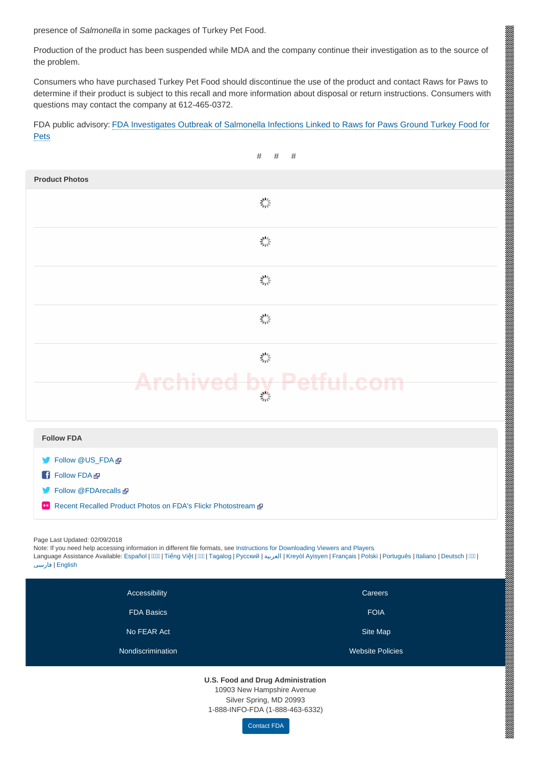presence of *Salmonella* in some packages of Turkey Pet Food.

Production of the product has been suspended while MDA and the company continue their investigation as to the source of the problem.

Consumers who have purchased Turkey Pet Food should discontinue the use of the product and contact Raws for Paws to determine if their product is subject to this recall and more information about disposal or return instructions. Consumers with questions may contact the company at 612-465-0372.

FDA public advisory: FDA Investigates Outbreak of Salmonella Infections Linked to Raws for Paws Ground Turkey Food for Pets

# # #

**Product Photos**

**Follow FDA**

- Follow @US_FDA
- Follow FDA
- Follow @FDArecalls
- Recent Recalled Product Photos on FDA's Flickr Photostream

Page Last Updated: 02/09/2018
Note: If you need help accessing information in different file formats, see Instructions for Downloading Viewers and Players.
Language Assistance Available: Español | 繁體中文 | Tiếng Việt | 한국어 | Tagalog | Русский | العربية | Kreyòl Ayisyen | Français | Polski | Português | Italiano | Deutsch | 日本語 | فارسی | English

Accessibility | Careers
FDA Basics | FOIA
No FEAR Act | Site Map
Nondiscrimination | Website Policies

**U.S. Food and Drug Administration**
10903 New Hampshire Avenue
Silver Spring, MD 20993
1-888-INFO-FDA (1-888-463-6332)

Contact FDA